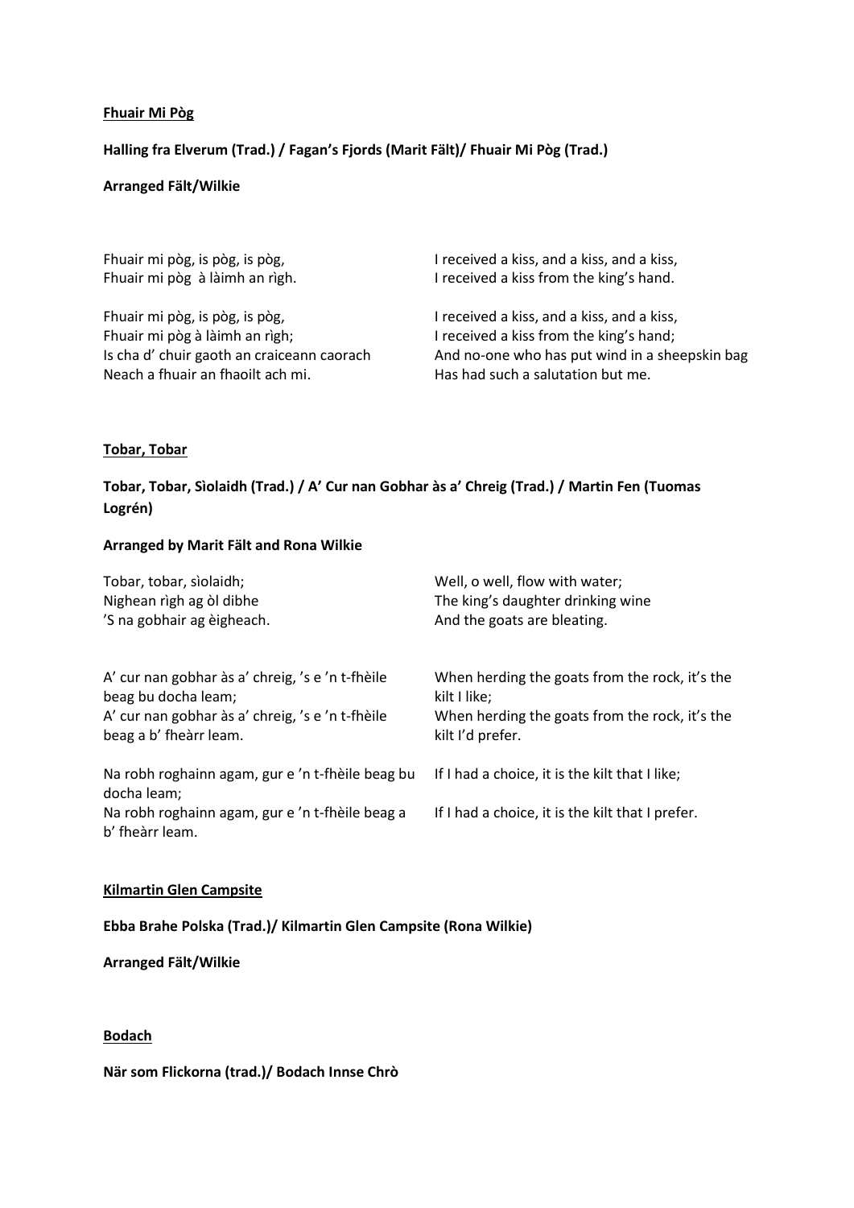**Fhuair Mi Pòg**

**Halling fra Elverum (Trad.) / Fagan's Fjords (Marit Fält)/ Fhuair Mi Pòg (Trad.)**

**Arranged Fält/Wilkie**

| | |
|---|---|
| Fhuair mi pòg, is pòg, is pòg,<br>Fhuair mi pòg à làimh an rìgh. | I received a kiss, and a kiss, and a kiss,<br>I received a kiss from the king's hand. |
| Fhuair mi pòg, is pòg, is pòg,<br>Fhuair mi pòg à làimh an rìgh;<br>Is cha d' chuir gaoth an craiceann caorach<br>Neach a fhuair an fhaoilt ach mi. | I received a kiss, and a kiss, and a kiss,<br>I received a kiss from the king's hand;<br>And no-one who has put wind in a sheepskin bag<br>Has had such a salutation but me. |

**Tobar, Tobar**

**Tobar, Tobar, Sìolaidh (Trad.) / A' Cur nan Gobhar às a' Chreig (Trad.) / Martin Fen (Tuomas Logrén)**

**Arranged by Marit Fält and Rona Wilkie**

| | |
|---|---|
| Tobar, tobar, sìolaidh;<br>Nighean rìgh ag òl dibhe<br>'S na gobhair ag èigheach. | Well, o well, flow with water;<br>The king's daughter drinking wine<br>And the goats are bleating. |
| A' cur nan gobhar às a' chreig, 's e 'n t-fhèile beag bu docha leam;<br>A' cur nan gobhar às a' chreig, 's e 'n t-fhèile beag a b' fheàrr leam. | When herding the goats from the rock, it's the kilt I like;<br>When herding the goats from the rock, it's the kilt I'd prefer. |
| Na robh roghainn agam, gur e 'n t-fhèile beag bu docha leam; | If I had a choice, it is the kilt that I like; |
| Na robh roghainn agam, gur e 'n t-fhèile beag a b' fheàrr leam. | If I had a choice, it is the kilt that I prefer. |

**Kilmartin Glen Campsite**

**Ebba Brahe Polska (Trad.)/ Kilmartin Glen Campsite (Rona Wilkie)**

**Arranged Fält/Wilkie**

**Bodach**

**När som Flickorna (trad.)/ Bodach Innse Chrò**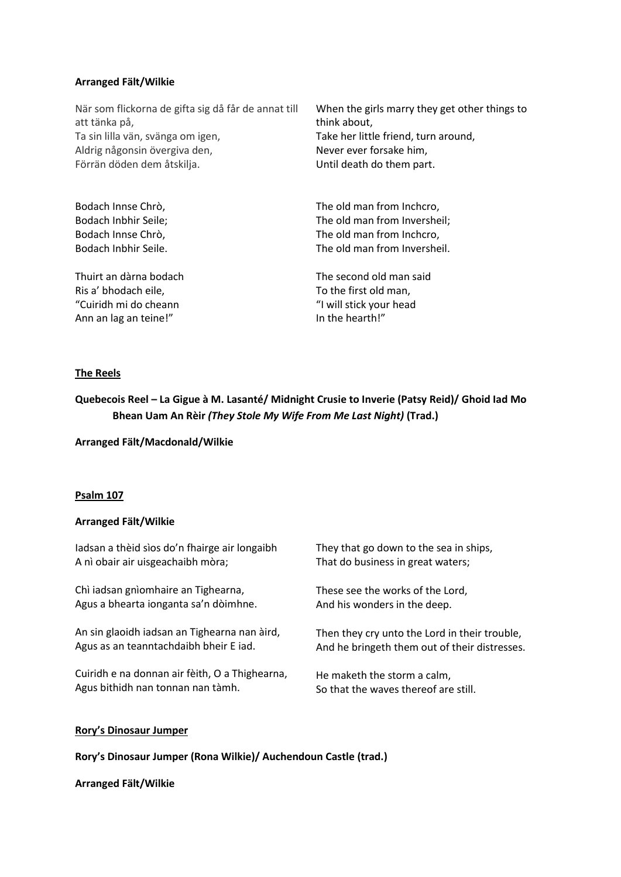**Arranged Fält/Wilkie**

| | |
|---|---|
| När som flickorna de gifta sig då får de annat till att tänka på,<br>Ta sin lilla vän, svänga om igen,<br>Aldrig någonsin övergiva den,<br>Förrän döden dem åtskilja. | When the girls marry they get other things to think about,<br>Take her little friend, turn around,<br>Never ever forsake him,<br>Until death do them part. |
| Bodach Innse Chrò,<br>Bodach Inbhir Seile;<br>Bodach Innse Chrò,<br>Bodach Inbhir Seile. | The old man from Inchcro,<br>The old man from Inversheil;<br>The old man from Inchcro,<br>The old man from Inversheil. |
| Thuirt an dàrna bodach<br>Ris a' bhodach eile,<br>"Cuiridh mi do cheann<br>Ann an lag an teine!" | The second old man said<br>To the first old man,<br>"I will stick your head<br>In the hearth!" |

**The Reels**

**Quebecois Reel – La Gigue à M. Lasanté/ Midnight Crusie to Inverie (Patsy Reid)/ Ghoid Iad Mo Bhean Uam An Rèir *(They Stole My Wife From Me Last Night)* (Trad.)**

**Arranged Fält/Macdonald/Wilkie**

**Psalm 107**

**Arranged Fält/Wilkie**

| | |
|---|---|
| Iadsan a thèid sìos do'n fhairge air longaibh<br>A nì obair air uisgeachaibh mòra; | They that go down to the sea in ships,<br>That do business in great waters; |
| Chì iadsan gnìomhaire an Tighearna,<br>Agus a bhearta ionganta sa'n dòimhne. | These see the works of the Lord,<br>And his wonders in the deep. |
| An sin glaoidh iadsan an Tighearna nan àird,<br>Agus as an teanntachdaibh bheir E iad. | Then they cry unto the Lord in their trouble,<br>And he bringeth them out of their distresses. |
| Cuiridh e na donnan air fèith, O a Thighearna,<br>Agus bithidh nan tonnan nan tàmh. | He maketh the storm a calm,<br>So that the waves thereof are still. |

**Rory's Dinosaur Jumper**

**Rory's Dinosaur Jumper (Rona Wilkie)/ Auchendoun Castle (trad.)**

**Arranged Fält/Wilkie**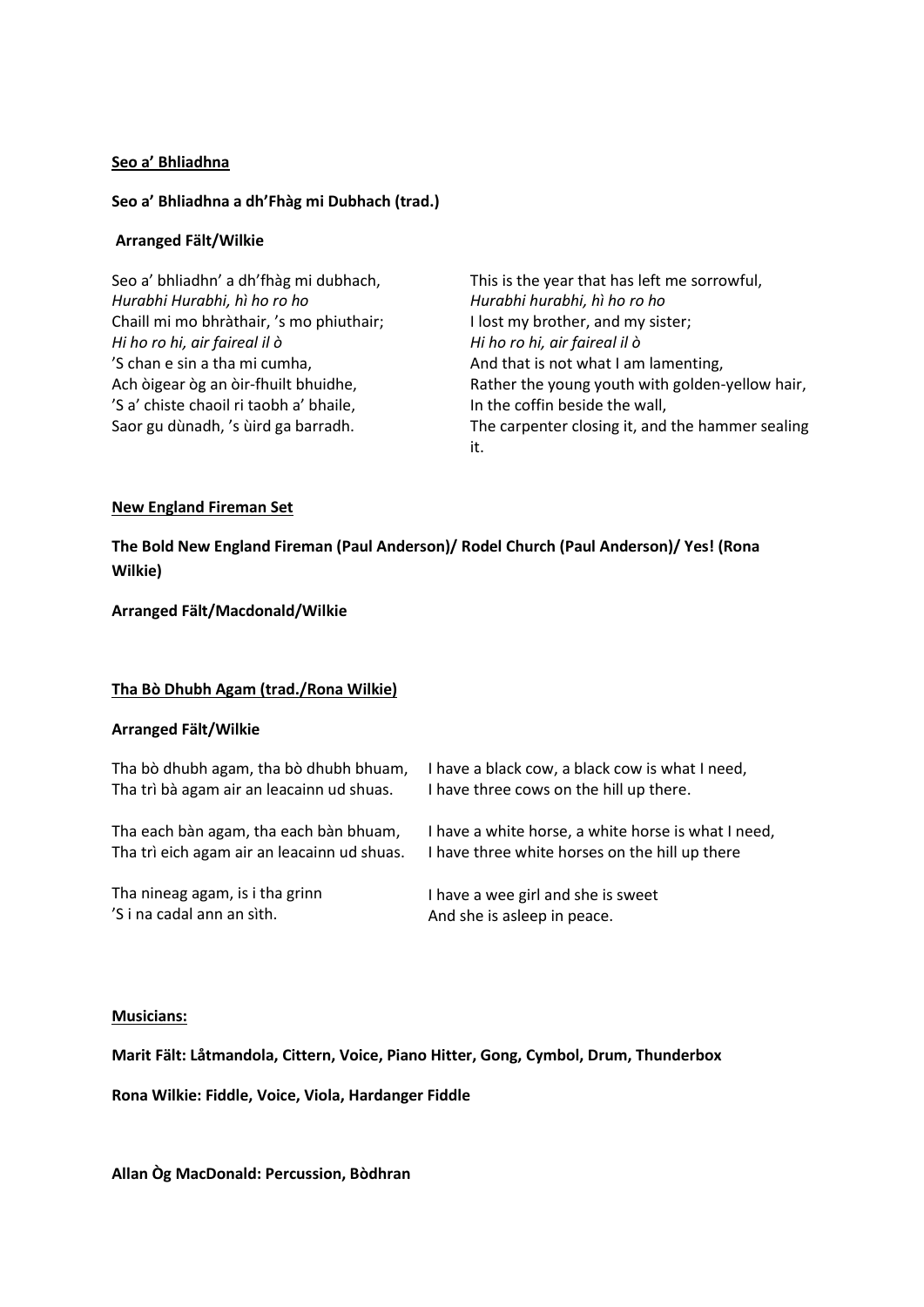**Seo a' Bhliadhna**

**Seo a' Bhliadhna a dh'Fhàg mi Dubhach (trad.)**

**Arranged Fält/Wilkie**

| | |
|---|---|
| Seo a' bhliadhn' a dh'fhàg mi dubhach, | This is the year that has left me sorrowful, |
| *Hurabhi Hurabhi, hì ho ro ho* | *Hurabhi hurabhi, hì ho ro ho* |
| Chaill mi mo bhràthair, 's mo phiuthair; | I lost my brother, and my sister; |
| *Hi ho ro hi, air faireal il ò* | *Hi ho ro hi, air faireal il ò* |
| 'S chan e sin a tha mi cumha, | And that is not what I am lamenting, |
| Ach òigear òg an òir-fhuilt bhuidhe, | Rather the young youth with golden-yellow hair, |
| 'S a' chiste chaoil ri taobh a' bhaile, | In the coffin beside the wall, |
| Saor gu dùnadh, 's ùird ga barradh. | The carpenter closing it, and the hammer sealing it. |

**New England Fireman Set**

**The Bold New England Fireman (Paul Anderson)/ Rodel Church (Paul Anderson)/ Yes! (Rona Wilkie)**

**Arranged Fält/Macdonald/Wilkie**

**Tha Bò Dhubh Agam (trad./Rona Wilkie)**

**Arranged Fält/Wilkie**

| | |
|---|---|
| Tha bò dhubh agam, tha bò dhubh bhuam, | I have a black cow, a black cow is what I need, |
| Tha trì bà agam air an leacainn ud shuas. | I have three cows on the hill up there. |
| Tha each bàn agam, tha each bàn bhuam, | I have a white horse, a white horse is what I need, |
| Tha trì eich agam air an leacainn ud shuas. | I have three white horses on the hill up there |
| Tha nineag agam, is i tha grinn | I have a wee girl and she is sweet |
| 'S i na cadal ann an sìth. | And she is asleep in peace. |

**Musicians:**

**Marit Fält: Låtmandola, Cittern, Voice, Piano Hitter, Gong, Cymbol, Drum, Thunderbox**

**Rona Wilkie: Fiddle, Voice, Viola, Hardanger Fiddle**

**Allan Òg MacDonald: Percussion, Bòdhran**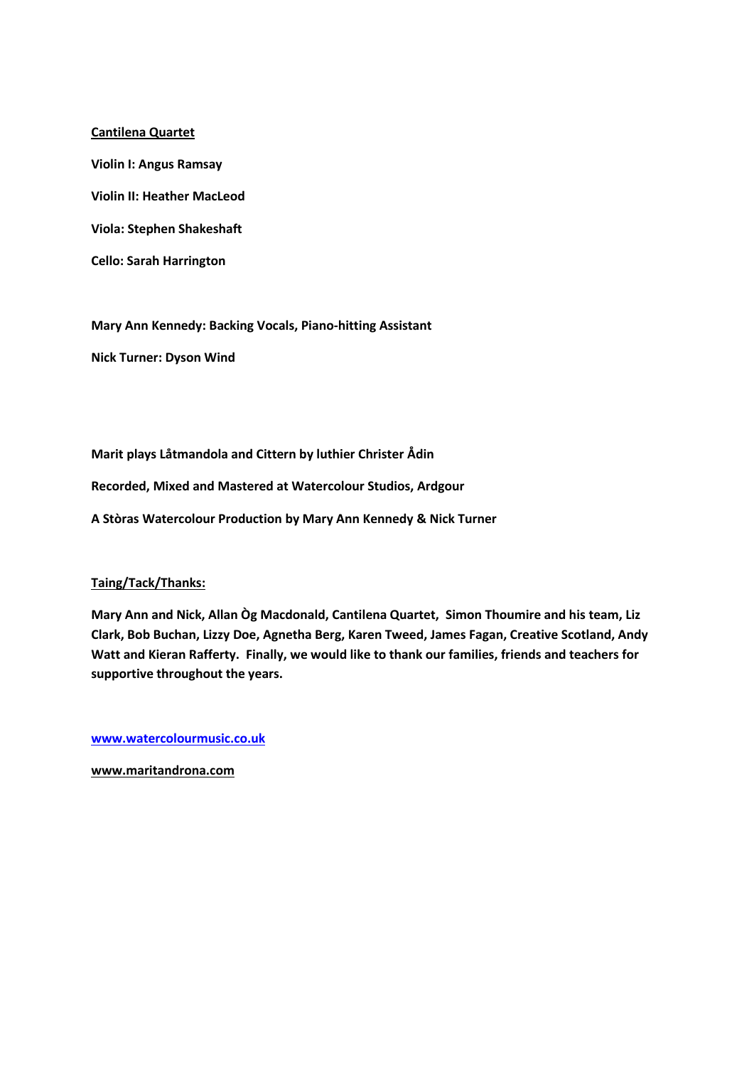**Cantilena Quartet**

**Violin I: Angus Ramsay**

**Violin II: Heather MacLeod**

**Viola: Stephen Shakeshaft**

**Cello: Sarah Harrington**

**Mary Ann Kennedy: Backing Vocals, Piano-hitting Assistant**

**Nick Turner: Dyson Wind**

**Marit plays Låtmandola and Cittern by luthier Christer Ådin**

**Recorded, Mixed and Mastered at Watercolour Studios, Ardgour**

**A Stòras Watercolour Production by Mary Ann Kennedy & Nick Turner**

**Taing/Tack/Thanks:**

**Mary Ann and Nick, Allan Òg Macdonald, Cantilena Quartet, Simon Thoumire and his team, Liz Clark, Bob Buchan, Lizzy Doe, Agnetha Berg, Karen Tweed, James Fagan, Creative Scotland, Andy Watt and Kieran Rafferty. Finally, we would like to thank our families, friends and teachers for supportive throughout the years.**

**www.watercolourmusic.co.uk**

**www.maritandrona.com**